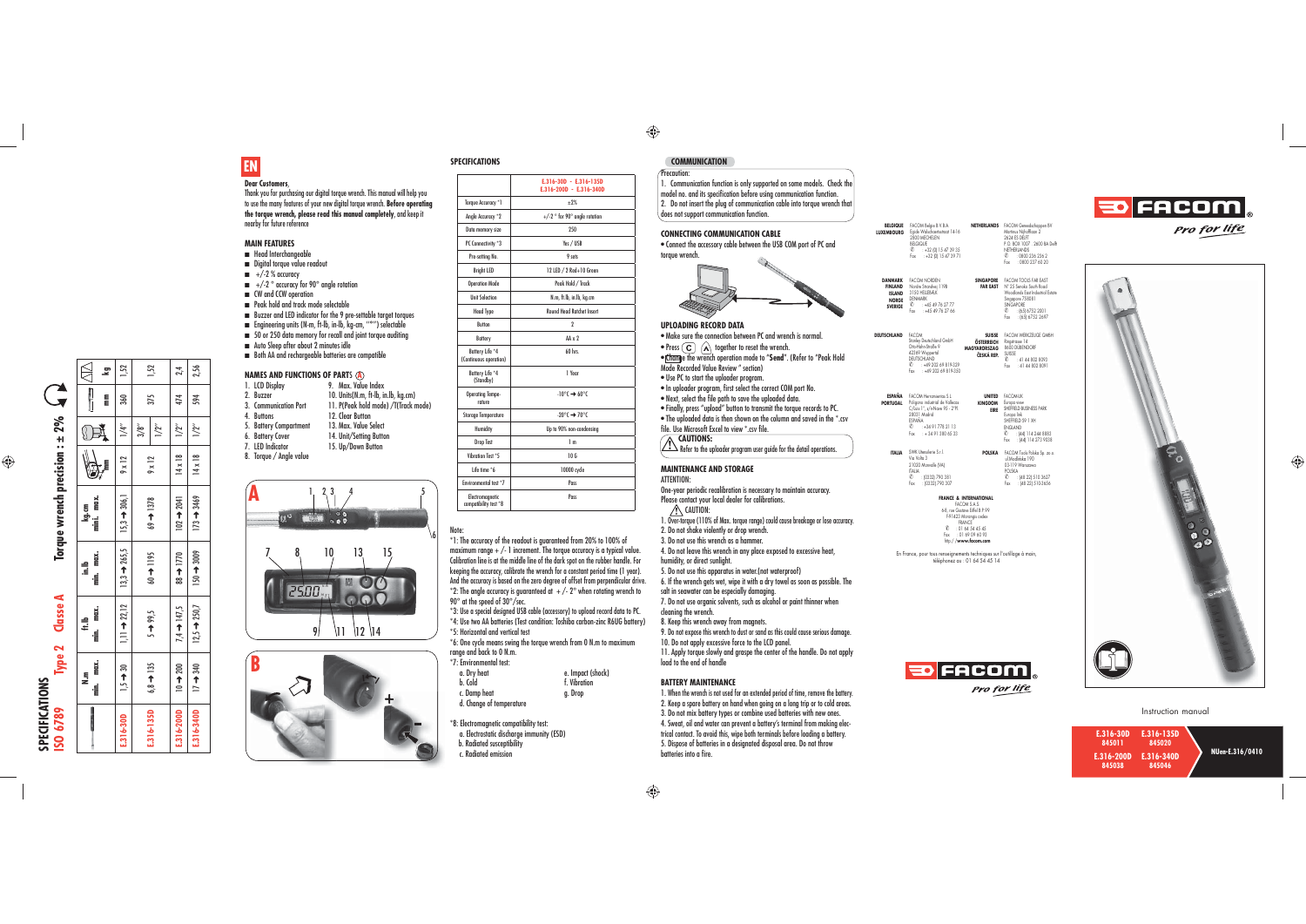# SPECIFICATIONS

## ISO 6789 Type 2 Classe A

## Torque wrench precision : ± 2%

| | N.m min. max. | ft.lb min. max. | in.lb min. max. | kg.cm min. max. | mm | | mm | kg |
|---|---|---|---|---|---|---|---|---|
| E.316-30D | 1,5 → 30 | 1,11 → 22,12 | 13,3 → 265,5 | 15,3 → 306,1 | 9 x 12 | 1/4" | 360 | 1,52 |
| E.316-135D | 6,8 → 135 | 5 → 99,5 | 60 → 1195 | 69 → 1378 | 9 x 12 | 3/8" 1/2" | 375 | 1,52 |
| E.316-200D | 10 → 200 | 7,4 → 147,5 | 88 → 1770 | 102 → 2041 | 14 x 18 | 1/2" | 474 | 2,4 |
| E.316-340D | 17 → 340 | 12,5 → 250,7 | 150 → 3009 | 173 → 3469 | 14 x 18 | 1/2" | 594 | 2,56 |

# EN

**Dear Customers,**

Thank you for purchasing our digital torque wrench. This manual will help you to use the many features of your new digital torque wrench. **Before operating the torque wrench, please read this manual completely**, and keep it nearby for future reference

## MAIN FEATURES

- Head Interchangeable
- Digital torque value readout
- +/-2 % accuracy
- +/-2 ° accuracy for 90° angle rotation
- CW and CCW operation
- Peak hold and track mode selectable
- Buzzer and LED indicator for the 9 pre-settable target torques
- Engineering units (N-m, ft-lb, in-lb, kg-cm, "°") selectable
- 50 or 250 data memory for recall and joint torque auditing
- Auto Sleep after about 2 minutes idle
- Both AA and rechargeable batteries are compatible

## NAMES AND FUNCTIONS OF PARTS (A)

1. LCD Display
2. Buzzer
3. Communication Port
4. Buttons
5. Battery Compartment
6. Battery Cover
7. LED Indicator
8. Torque / Angle value
9. Max. Value Index
10. Units(N.m, ft-lb, in.lb, kg.cm)
11. P(Peak hold mode) /T(Track mode)
12. Clear Button
13. Max. Value Select
14. Unit/Setting Button
15. Up/Down Button

A

B

## SPECIFICATIONS

| | E.316-30D - E.316-135D E.316-200D - E.316-340D |
|---|---|
| Torque Accuracy *1 | ±2% |
| Angle Accuracy *2 | +/-2 ° for 90° angle rotation |
| Data memory size | 250 |
| PC Connectivity *3 | Yes / USB |
| Pre-setting No. | 9 sets |
| Bright LED | 12 LED / 2 Red+10 Green |
| Operation Mode | Peak Hold / Track |
| Unit Selection | N.m, ft.lb, in.lb, kg.cm |
| Head Type | Round Head Ratchet Insert |
| Button | 2 |
| Battery | AA x 2 |
| Battery Life *4 (Continuous operation) | 60 hrs. |
| Battery Life *4 (Standby) | 1 Year |
| Operating Temperature | -10°C → 60°C |
| Storage Temperature | -20°C → 70°C |
| Humidity | Up to 90% non-condensing |
| Drop Test | 1 m |
| Vibration Test *5 | 10 G |
| Life time *6 | 10000 cycle |
| Environmental test *7 | Pass |
| Electromagnetic compatibility test *8 | Pass |

Note:

*1: The accuracy of the readout is guaranteed from 20% to 100% of maximum range + /- 1 increment. The torque accuracy is a typical value. Calibration line is at the middle line of the dark spot on the rubber handle. For keeping the accuracy, calibrate the wrench for a constant period time (1 year). And the accuracy is based on the zero degree of offset from perpendicular drive.

*2: The angle accuracy is guaranteed at + /- 2° when rotating wrench to 90° at the speed of 30°/sec.

*3: Use a special designed USB cable (accessory) to upload record data to PC.

*4: Use two AA batteries (Test condition: Toshiba carbon-zinc R6UG battery)

*5: Horizontal and vertical test

*6: One cycle means swing the torque wrench from 0 N.m to maximum range and back to 0 N.m.

*7: Environmental test:

a. Dry heat
b. Cold
c. Damp heat
d. Change of temperature
e. Impact (shock)
f. Vibration
g. Drop

*8: Electromagnetic compatibility test:

a. Electrostatic discharge immunity (ESD)
b. Radiated susceptibility
c. Radiated emission

## COMMUNICATION

Precaution:

1. Communication function is only supported on some models. Check the model no. and its specification before using communication function.
2. Do not insert the plug of communication cable into torque wrench that does not support communication function.

### CONNECTING COMMUNICATION CABLE

- Connect the accessory cable between the USB COM port of PC and torque wrench.

### UPLOADING RECORD DATA

- Make sure the connection between PC and wrench is normal.
- Press (C) (A) together to reset the wrench.
- Change the wrench operation mode to "**Send**". (Refer to "Peak Hold Mode Recorded Value Review " section)
- Use PC to start the uploader program.
- In uploader program, first select the correct COM port No.
- Next, select the file path to save the uploaded data.
- Finally, press "upload" button to transmit the torque records to PC.
- The uploaded data is then shown on the column and saved in the ".csv file. Use Microsoft Excel to view ".csv file.

**CAUTIONS:**
Refer to the uploader program user guide for the detail operations.

### MAINTENANCE AND STORAGE

ATTENTION:

One-year periodic recalibration is necessary to maintain accuracy. Please contact your local dealer for calibrations.

CAUTION:

1. Over-torque (110% of Max. torque range) could cause breakage or lose accuracy.
2. Do not shake violently or drop wrench.
3. Do not use this wrench as a hammer.
4. Do not leave this wrench in any place exposed to excessive heat, humidity, or direct sunlight.
5. Do not use this apparatus in water.(not waterproof)
6. If the wrench gets wet, wipe it with a dry towel as soon as possible. The salt in seawater can be especially damaging.
7. Do not use organic solvents, such as alcohol or paint thinner when cleaning the wrench.
8. Keep this wrench away from magnets.
9. Do not expose this wrench to dust or sand as this could cause serious damage.
10. Do not apply excessive force to the LCD panel.
11. Apply torque slowly and grasp the center of the handle. Do not apply load to the end of handle

### BATTERY MAINTENANCE

1. When the wrench is not used for an extended period of time, remove the battery.
2. Keep a spare battery on hand when going on a long trip or to cold areas.
3. Do not mix battery types or combine used batteries with new ones.
4. Sweat, oil and water can prevent a battery's terminal from making electrical contact. To avoid this, wipe both terminals before loading a battery.
5. Dispose of batteries in a designated disposal area. Do not throw batteries into a fire.

**BELGIQUE LUXEMBOURG** FACOM Belgie B.V.B.A. Egide Walschaertsstraat 14-16 2800 MECHELEN BELGIQUE ✆ +32 (0) 15 47 39 35 Fax +32 (0) 15 47 39 71

**NETHERLANDS** FACOM Gereedschappen BV Martinus Nijhofflaan 2 2624 ES DELFT P.O. BOX 1007 - 2600 BA Delft NETHERLANDS ✆ : 0800 236 236 2 Fax : 0800 237 60 20

**DANMARK FINLAND ISLAND NORGE SVERIGE** FACOM NORDEN Nordre Strandvej 119B 3150 HELLEBÆK DENMARK ✆ +45 49 76 27 77 Fax +45 49 76 27 66

**SINGAPORE FAR EAST** FACOM TOOLS FAR EAST N° 25 Senoko South Road Woodlands East Industrial Estate Singapore 758081 SINGAPORE ✆ (65) 6752 2001 Fax (65) 6752 2697

**DEUTSCHLAND** FACOM Stanley Deutschland GmbH Otto-Hahn-Straße 9 42369 Wuppertal DEUTSCHLAND ✆ +49 202 69 819-329 Fax +49 202 69 819-350

**SUISSE ÖSTERREICH MAGYARORSZÁG ČESKÁ REP.** FACOM WERKZEUGE GMBH Ringstrasse 14 8600 DUBENDORF SUISSE ✆ 41 44 802 8093 Fax 41 44 802 8091

**ESPAÑA PORTUGAL** FACOM Herramientas S.L. Polígono industrial de Vallecas C/Luis 1°, s/n-Nave 95 - 2°Pl 28031 Madrid ESPAÑA ✆ +34 91 778 21 13 Fax +34 91 380 65 23

**UNITED KINGDOM EIRE** FACOM UK Europa view SHEFFIELD BUSINESS PARK Europa link SHEFFIELD S9 1 XH ENGLAND ✆ (44) 114 244 8883 Fax (44) 114 273 9038

**ITALIA** SWK Utensilerie S.r.l. Via Volta 3 21020 Monvalle (VA) ITALIA ✆ (0332) 790 381 Fax (0332) 790 307

**POLSKA** FACOM Tools Polska Sp. zo.o. ul.Modlińska 190 03-119 Warszawa POLSKA ✆ (48 22) 510 3637 Fax (48 22) 510-3656

**FRANCE & INTERNATIONAL** FACOM S.A.S. 6-8, rue Gustave Eiffel B.P.99 F91423 Morangis cedex FRANCE ✆ : 01 64 54 45 45 Fax : 01 69 09 60 93 http://**www.facom.com**

En France, pour tous renseignements techniques sur l'outillage à main, téléphonez au : 01 64 54 45 14

FACOM® Pro for life

FACOM® Pro for life

Instruction manual

| E.316-30D 845011 | E.316-135D 845020 | NUen-E.316/0410 |
|---|---|---|
| E.316-200D 845038 | E.316-340D 845046 | |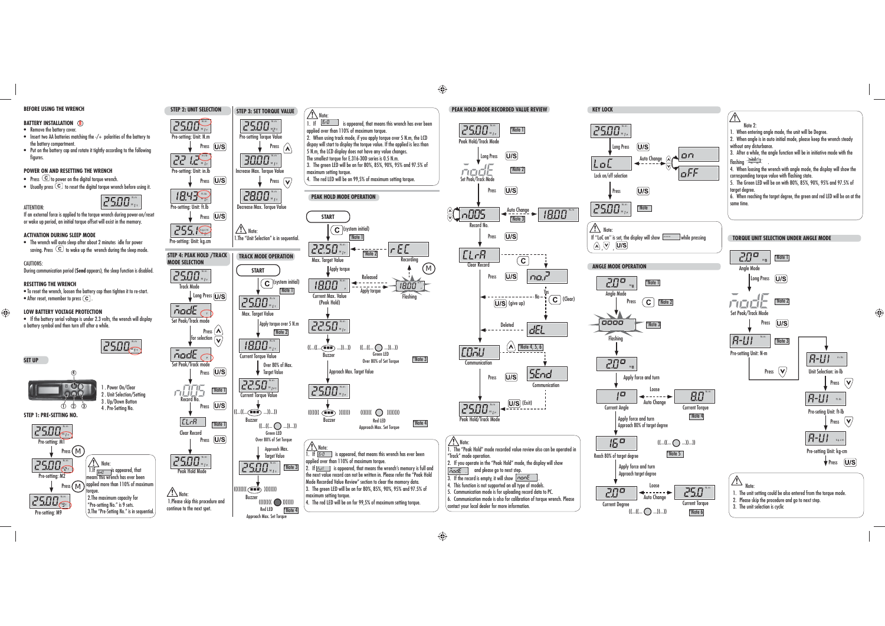## BEFORE USING THE WRENCH

### BATTERY INSTALLATION

- Remove the battery cover.
- Insert two AA batteries matching the -/+ polarities of the battery to the battery compartment.
- Put on the battery cap and rotate it tightly according to the following figures.

### POWER ON AND RESETTING THE WRENCH

- Press C to power on the digital torque wrench.
- Usually press C to reset the digital torque wrench before using it.

ATTENTION:
If an external force is applied to the torque wrench during power-on/reset or wake up period, an initial torque offset will exist in the memory.

25.00

### ACTIVATION DURING SLEEP MODE

- The wrench will auto sleep after about 2 minutes idle for power saving. Press C to wake up the wrench during the sleep mode.

CAUTIONS:
During communication period (**Send** appeared), the sleep function is disabled.

### RESETTING THE WRENCH

- To reset the wrench, loosen the battery cap then tighten it to re-start.
- After reset, remember to press C.

### LOW BATTERY VOLTAGE PROTECTION

- If the battery serial voltage is under 2.3 volts, the wrench will display a battery symbol and then turn off after a while.

25.00

## SET UP

1. Power On/Clear
2. Unit Selection/Setting
3. Up/Down Button
4. Pre-Setting No.

### STEP 1: PRE-SETTING NO.

25.00 Pre-setting: M1
Press M
25.00 Pre-setting: M2
Press M
25.00 Pre-setting: M9

Note:
1. If Err is appeared, that means this wrench has ever been applied more than 110% of maximum torque.
2. The maximum capacity for "Pre-setting No." is 9 sets.
3. The "Pre-Setting No." is in sequential.

### STEP 2: UNIT SELECTION

25.00 Pre-setting: Unit: N.m
Press U/S
22.12 Pre-setting: Unit: in.lb
Press U/S
18.43 Pre-setting: Unit: ft.lb
Press U/S
255.1 Pre-setting: Unit: kg.cm

### STEP 3: SET TORQUE VALUE

25.00 Pre-setting Torque Value
Press ∧
30.00 Increase Max. Torque Value
Press ∨
28.00 Decrease Max. Torque Value

Note:
1. The "Unit Selection" is in sequential.

### STEP 4: PEAK HOLD /TRACK MODE SELECTION

25.00 Track Mode
Long Press U/S
nodE Set Peak/Track mode
Press ∧ ∨ for selection
nodE Set Peak/Track mode
Press U/S
n.005 Record No. (Note 1)
Press U/S
CLrA Clear Record (Note 1)
Press U/S
25.00 Peak Hold Mode

Note:
1. Please skip this procedure and continue to the next spet.

### TRACK MODE OPERATION

START
C (system initial) (Note 1)
25.00 Max. Target Value
Apply torque over 5 N.m (Note 2)
18.00 Current Torque Value
Over 80% of Max. Target Value
22.50 Current Torque Value
Buzzer ((...((...)...))) Green LED Over 80% of Set Torque
Approach Max. Target Value
25.00 (Note 3)
Buzzer ((((((( ))))))) Red LED Approach Max. Set Torque (Note 4)

Note:
1. If Err is appeared, that means this wrench has ever been applied over than 110% of maximum torque.
2. When using track mode, if you apply torque over 5 N.m, the LCD dispay will start to display the torque value. If the applied is less than 5 N.m, the LCD display does not have any value changes. The smallest torque for E.316-30D series is 0.5 N.m.
3. The green LED will be on for 80%, 85%, 90%, 95% and 97.5% of maximum setting torque.
4. The red LED will be on 99,5% of maximum setting torque.

### PEAK HOLD MODE OPERATION

START
C (system initial) (Note 1)
22.50 Max. Target Value (Note 2)
rEC Recording
Apply torque
18.00 Current Max. Value (Peak Hold)
Released / Apply torque
18.00 Flashing
M
22.50
Buzzer ((...((...)...))) Green LED Over 80% of Set Torque (Note 3)
Approach Max. Target Value
25.00
Buzzer ((((((( ))))))) Red LED Approach Max. Set Torque (Note 4)

Note:
1. If Err is appeared, that means this wrench has ever been applied over than 110% of maximum torque.
2. If Full is appeared, that means the wrench's memory is full and the next value record can not be written in. Please refer the "Peak Hold Mode Recorded Value Review" section to clear the memory data.
3. The green LED will be on for 80%, 85%, 90%, 95% and 97.5% of maximum setting torque.
4. The red LED will be on for 99,5% of maximum setting torque.

### PEAK HOLD MODE RECORDED VALUE REVIEW

25.00 Peak Hold/Track Mode (Note 1)
Long Press U/S
nodE Set Peak/Track Mode (Note 2)
Press U/S
n.005 Record No. — Auto Change — 18.00 (Note 3)
Press U/S
CLrA Clear Record
C
Press U/S — no.? 
Yes: C (Clear) / No: U/S (give up)
Deleted — dEL
CoMU Communication (Note 4, 5, 6)
∧
Press U/S
SEnd Communication
U/S (Exit)
25.00 Peak Hold/Track Mode

Note:
1. The "Peak Hold" mode recorded value review also can be operated in "Track" mode operation.
2. If you operate in the "Peak Hold" mode, the display will show nodE and please go to next step.
3. If the record is empty, it will show nonE.
4. This function is not supported on all type of models.
5. Communication mode is for uploading record data to PC.
6. Communication mode is also for calibration of torque wrench. Please contact your local dealer for more information.

### KEY LOCK

25.00
Long Press U/S
LoC Lock on/off selection — Auto Change — ∧ ∨ — on / oFF
Press U/S
25.00 (Note)

Note:
If "LoC on" is set, the display will show ---- while pressing ∧, ∨, U/S.

### ANGLE MODE OPERATION

20.0° Angle Mode (Note 1)
Press C (Note 2)
0000 Flashing (Note 3)
20.0°
Apply force and turn
1° Current Angle — Loose / Auto Change — 8.0 Current Torque (Note 4)
Apply force and turn
Approach 80% of target degree
16° Reach 80% of target degree ((...((...)...))) (Note 5)
Apply force and turn
Approach target degree
20.0° Current Degree — Loose / Auto Change — 25.0 Current Torque (Note 6)
((...((...)...)))

Note 2:
1. When entering angle mode, the unit will be Degree.
2. When angle is in auto initial mode, please keep the wrench steady without any disturbance.
3. After a while, the angle function will be in initiative mode with the flashing.
4. When loosing the wrench with angle mode, the display will show the corresponding torque value with flashing state.
5. The Green LED will be on with 80%, 85%, 90%, 95% and 97.5% of target degree.
6. When reaching the target degree, the green and red LED will be on at the same time.

### TORQUE UNIT SELECTION UNDER ANGLE MODE

20.0° Angle Mode (Note 1)
Long Press U/S
nodE Set Peak/Track Mode (Note 2)
Press U/S
A-Ui Pre-setting Unit: N-m (Note 3)
Press ∨
A-Ui Unit Selection: in-lb
Press ∨
A-Ui Pre-setting Unit: ft-lb
Press ∨
A-Ui Pre-setting Unit: kg-cm
Press U/S

Note:
1. The unit setting could be also entered from the torque mode.
2. Please skip the procedure and go to next step.
3. The unit selection is cyclic